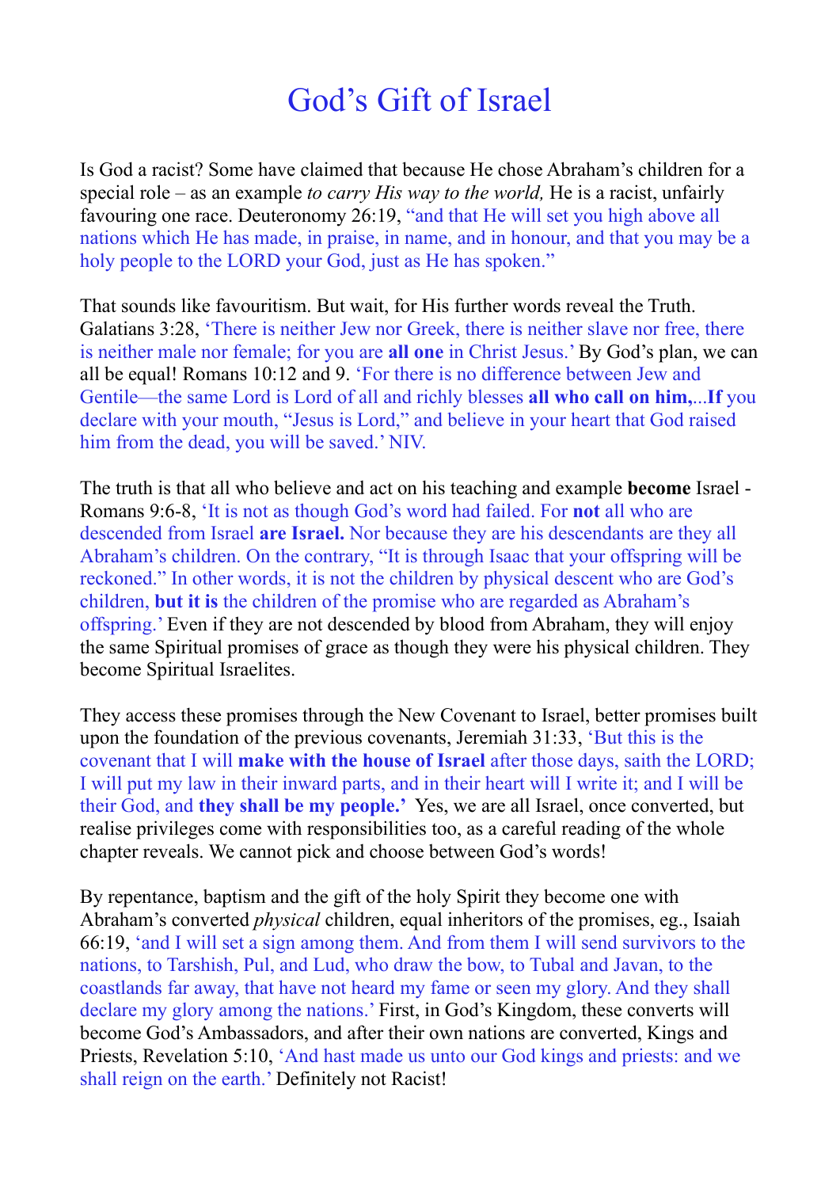# God's Gift of Israel

Is God a racist? Some have claimed that because He chose Abraham's children for a special role – as an example *to carry His way to the world,* He is a racist, unfairly favouring one race. Deuteronomy 26:19, "and that He will set you high above all nations which He has made, in praise, in name, and in honour, and that you may be a holy people to the LORD your God, just as He has spoken."

That sounds like favouritism. But wait, for His further words reveal the Truth. Galatians 3:28, 'There is neither Jew nor Greek, there is neither slave nor free, there is neither male nor female; for you are **all one** in Christ Jesus.' By God's plan, we can all be equal! Romans 10:12 and 9. 'For there is no difference between Jew and Gentile—the same Lord is Lord of all and richly blesses **all who call on him,**...**If** you declare with your mouth, "Jesus is Lord," and believe in your heart that God raised him from the dead, you will be saved.' NIV.

The truth is that all who believe and act on his teaching and example **become** Israel - Romans 9:6-8, 'It is not as though God's word had failed. For **not** all who are descended from Israel **are Israel.** Nor because they are his descendants are they all Abraham's children. On the contrary, "It is through Isaac that your offspring will be reckoned." In other words, it is not the children by physical descent who are God's children, **but it is** the children of the promise who are regarded as Abraham's offspring.' Even if they are not descended by blood from Abraham, they will enjoy the same Spiritual promises of grace as though they were his physical children. They become Spiritual Israelites.

They access these promises through the New Covenant to Israel, better promises built upon the foundation of the previous covenants, Jeremiah 31:33, 'But this is the covenant that I will **make with the house of Israel** after those days, saith the LORD; I will put my law in their inward parts, and in their heart will I write it; and I will be their God, and **they shall be my people.'** Yes, we are all Israel, once converted, but realise privileges come with responsibilities too, as a careful reading of the whole chapter reveals. We cannot pick and choose between God's words!

By repentance, baptism and the gift of the holy Spirit they become one with Abraham's converted *physical* children, equal inheritors of the promises, eg., Isaiah 66:19, 'and I will set a sign among them. And from them I will send survivors to the nations, to Tarshish, Pul, and Lud, who draw the bow, to Tubal and Javan, to the coastlands far away, that have not heard my fame or seen my glory. And they shall declare my glory among the nations.' First, in God's Kingdom, these converts will become God's Ambassadors, and after their own nations are converted, Kings and Priests, Revelation 5:10, 'And hast made us unto our God kings and priests: and we shall reign on the earth.' Definitely not Racist!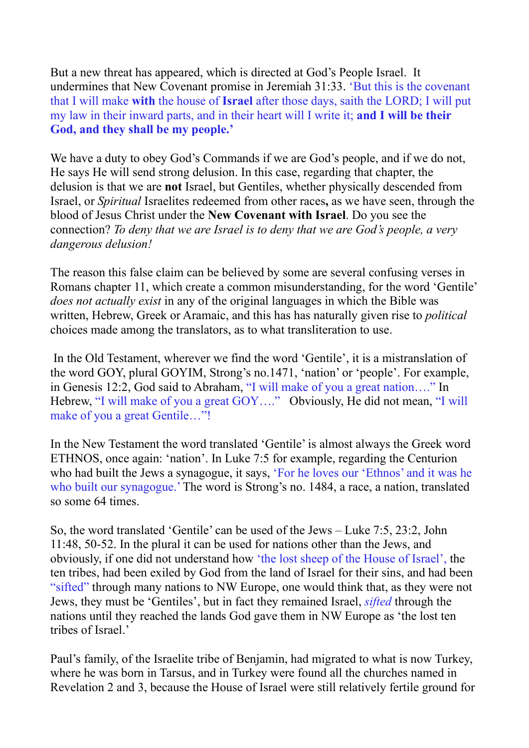But a new threat has appeared, which is directed at God's People Israel. It undermines that New Covenant promise in Jeremiah 31:33. 'But this is the covenant that I will make **with** the house of **Israel** after those days, saith the LORD; I will put my law in their inward parts, and in their heart will I write it; **and I will be their God, and they shall be my people.'**

We have a duty to obey God's Commands if we are God's people, and if we do not, He says He will send strong delusion. In this case, regarding that chapter, the delusion is that we are **not** Israel, but Gentiles, whether physically descended from Israel, or *Spiritual* Israelites redeemed from other races**,** as we have seen, through the blood of Jesus Christ under the **New Covenant with Israel**. Do you see the connection? *To deny that we are Israel is to deny that we are God's people, a very dangerous delusion!*

The reason this false claim can be believed by some are several confusing verses in Romans chapter 11, which create a common misunderstanding, for the word 'Gentile' *does not actually exist* in any of the original languages in which the Bible was written, Hebrew, Greek or Aramaic, and this has has naturally given rise to *political* choices made among the translators, as to what transliteration to use.

In the Old Testament, wherever we find the word 'Gentile', it is a mistranslation of the word GOY, plural GOYIM, Strong's no.1471, 'nation' or 'people'. For example, in Genesis 12:2, God said to Abraham, "I will make of you a great nation…." In Hebrew, "I will make of you a great GOY…." Obviously, He did not mean, "I will make of you a great Gentile…"!

In the New Testament the word translated 'Gentile' is almost always the Greek word ETHNOS, once again: 'nation'. In Luke 7:5 for example, regarding the Centurion who had built the Jews a synagogue, it says, 'For he loves our 'Ethnos' and it was he who built our synagogue.' The word is Strong's no. 1484, a race, a nation, translated so some 64 times.

So, the word translated 'Gentile' can be used of the Jews – Luke 7:5, 23:2, John 11:48, 50-52. In the plural it can be used for nations other than the Jews, and obviously, if one did not understand how 'the lost sheep of the House of Israel', the ten tribes, had been exiled by God from the land of Israel for their sins, and had been "sifted" through many nations to NW Europe, one would think that, as they were not Jews, they must be 'Gentiles', but in fact they remained Israel, *sifted* through the nations until they reached the lands God gave them in NW Europe as 'the lost ten tribes of Israel.'

Paul's family, of the Israelite tribe of Benjamin, had migrated to what is now Turkey, where he was born in Tarsus, and in Turkey were found all the churches named in Revelation 2 and 3, because the House of Israel were still relatively fertile ground for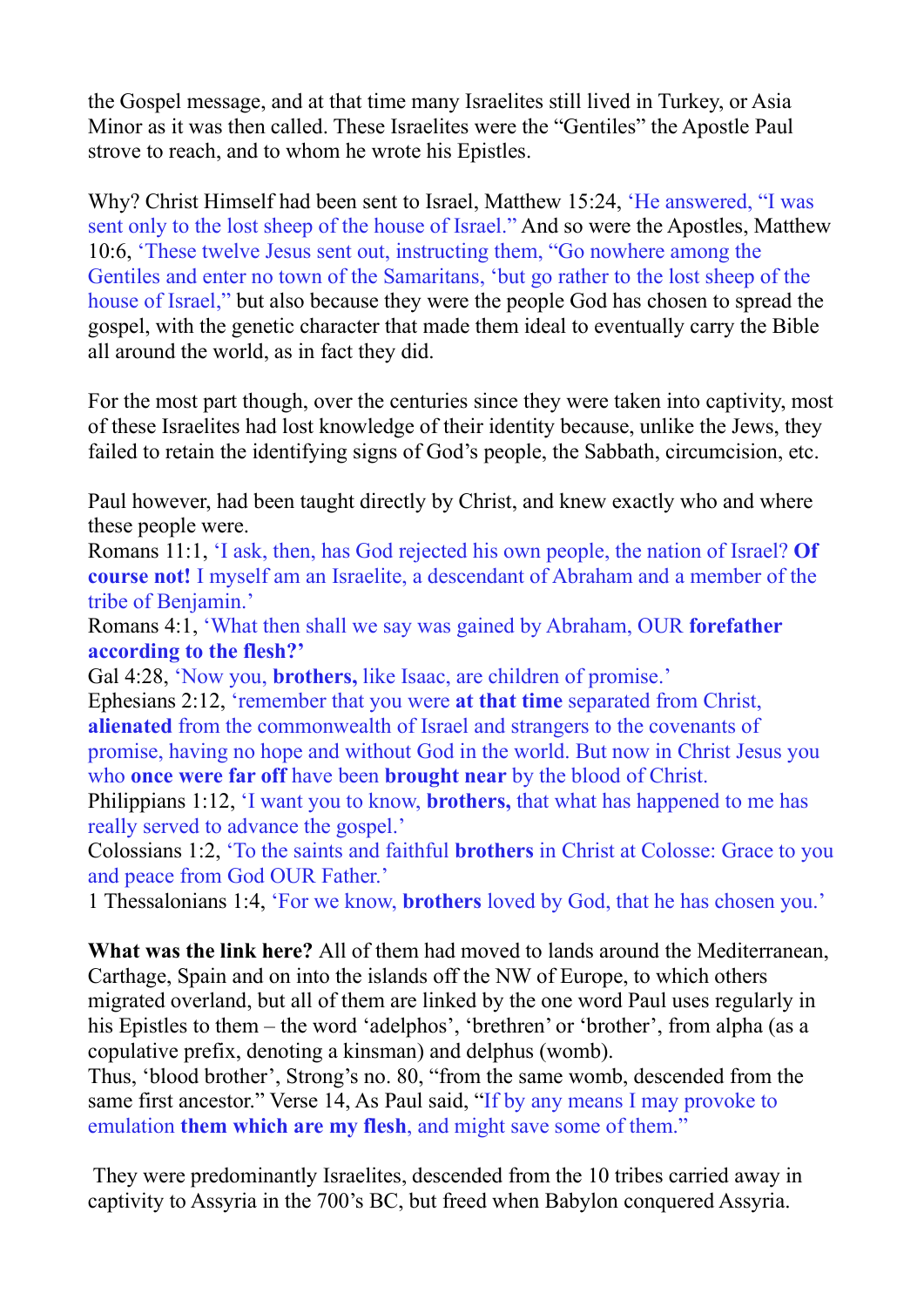the Gospel message, and at that time many Israelites still lived in Turkey, or Asia Minor as it was then called. These Israelites were the "Gentiles" the Apostle Paul strove to reach, and to whom he wrote his Epistles.

Why? Christ Himself had been sent to Israel, Matthew 15:24, 'He answered, "I was sent only to the lost sheep of the house of Israel." And so were the Apostles, Matthew 10:6, 'These twelve Jesus sent out, instructing them, "Go nowhere among the Gentiles and enter no town of the Samaritans, 'but go rather to the lost sheep of the house of Israel," but also because they were the people God has chosen to spread the gospel, with the genetic character that made them ideal to eventually carry the Bible all around the world, as in fact they did.

For the most part though, over the centuries since they were taken into captivity, most of these Israelites had lost knowledge of their identity because, unlike the Jews, they failed to retain the identifying signs of God's people, the Sabbath, circumcision, etc.

Paul however, had been taught directly by Christ, and knew exactly who and where these people were.
Romans 11:1, 'I ask, then, has God rejected his own people, the nation of Israel? **Of course not!** I myself am an Israelite, a descendant of Abraham and a member of the tribe of Benjamin.'
Romans 4:1, 'What then shall we say was gained by Abraham, OUR **forefather according to the flesh?'**
Gal 4:28, 'Now you, **brothers,** like Isaac, are children of promise.'
Ephesians 2:12, 'remember that you were **at that time** separated from Christ, **alienated** from the commonwealth of Israel and strangers to the covenants of promise, having no hope and without God in the world. But now in Christ Jesus you who **once were far off** have been **brought near** by the blood of Christ.
Philippians 1:12, 'I want you to know, **brothers,** that what has happened to me has really served to advance the gospel.'
Colossians 1:2, 'To the saints and faithful **brothers** in Christ at Colosse: Grace to you and peace from God OUR Father.'
1 Thessalonians 1:4, 'For we know, **brothers** loved by God, that he has chosen you.'

**What was the link here?** All of them had moved to lands around the Mediterranean, Carthage, Spain and on into the islands off the NW of Europe, to which others migrated overland, but all of them are linked by the one word Paul uses regularly in his Epistles to them – the word 'adelphos', 'brethren' or 'brother', from alpha (as a copulative prefix, denoting a kinsman) and delphus (womb).
Thus, 'blood brother', Strong's no. 80, "from the same womb, descended from the same first ancestor." Verse 14, As Paul said, "If by any means I may provoke to emulation **them which are my flesh**, and might save some of them."

They were predominantly Israelites, descended from the 10 tribes carried away in captivity to Assyria in the 700's BC, but freed when Babylon conquered Assyria.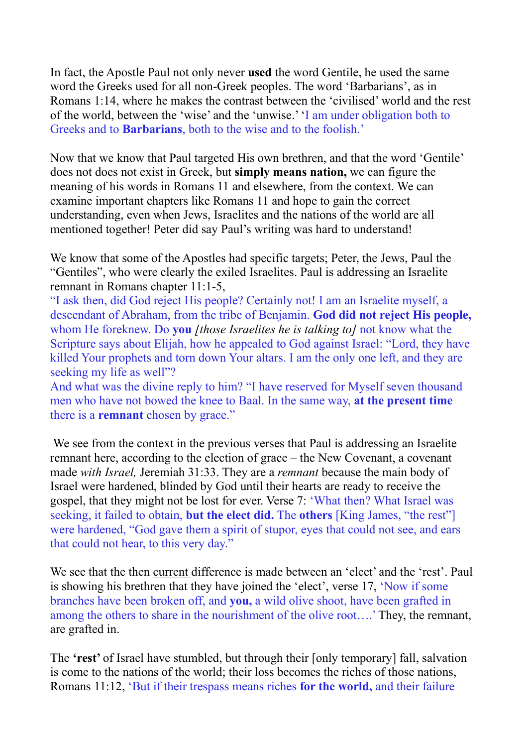In fact, the Apostle Paul not only never **used** the word Gentile, he used the same word the Greeks used for all non-Greek peoples. The word 'Barbarians', as in Romans 1:14, where he makes the contrast between the 'civilised' world and the rest of the world, between the 'wise' and the 'unwise.' 'I am under obligation both to Greeks and to **Barbarians**, both to the wise and to the foolish.'

Now that we know that Paul targeted His own brethren, and that the word 'Gentile' does not does not exist in Greek, but **simply means nation,** we can figure the meaning of his words in Romans 11 and elsewhere, from the context. We can examine important chapters like Romans 11 and hope to gain the correct understanding, even when Jews, Israelites and the nations of the world are all mentioned together! Peter did say Paul's writing was hard to understand!

We know that some of the Apostles had specific targets; Peter, the Jews, Paul the "Gentiles", who were clearly the exiled Israelites. Paul is addressing an Israelite remnant in Romans chapter 11:1-5,
"I ask then, did God reject His people? Certainly not! I am an Israelite myself, a descendant of Abraham, from the tribe of Benjamin. **God did not reject His people,** whom He foreknew. Do **you** *[those Israelites he is talking to]* not know what the Scripture says about Elijah, how he appealed to God against Israel: "Lord, they have killed Your prophets and torn down Your altars. I am the only one left, and they are seeking my life as well"?
And what was the divine reply to him? "I have reserved for Myself seven thousand men who have not bowed the knee to Baal. In the same way, **at the present time** there is a **remnant** chosen by grace."

We see from the context in the previous verses that Paul is addressing an Israelite remnant here, according to the election of grace – the New Covenant, a covenant made *with Israel,* Jeremiah 31:33. They are a *remnant* because the main body of Israel were hardened, blinded by God until their hearts are ready to receive the gospel, that they might not be lost for ever. Verse 7: 'What then? What Israel was seeking, it failed to obtain, **but the elect did.** The **others** [King James, "the rest"] were hardened, "God gave them a spirit of stupor, eyes that could not see, and ears that could not hear, to this very day."

We see that the then current difference is made between an 'elect' and the 'rest'. Paul is showing his brethren that they have joined the 'elect', verse 17, 'Now if some branches have been broken off, and **you,** a wild olive shoot, have been grafted in among the others to share in the nourishment of the olive root….' They, the remnant, are grafted in.

The **'rest'** of Israel have stumbled, but through their [only temporary] fall, salvation is come to the nations of the world; their loss becomes the riches of those nations, Romans 11:12, 'But if their trespass means riches **for the world,** and their failure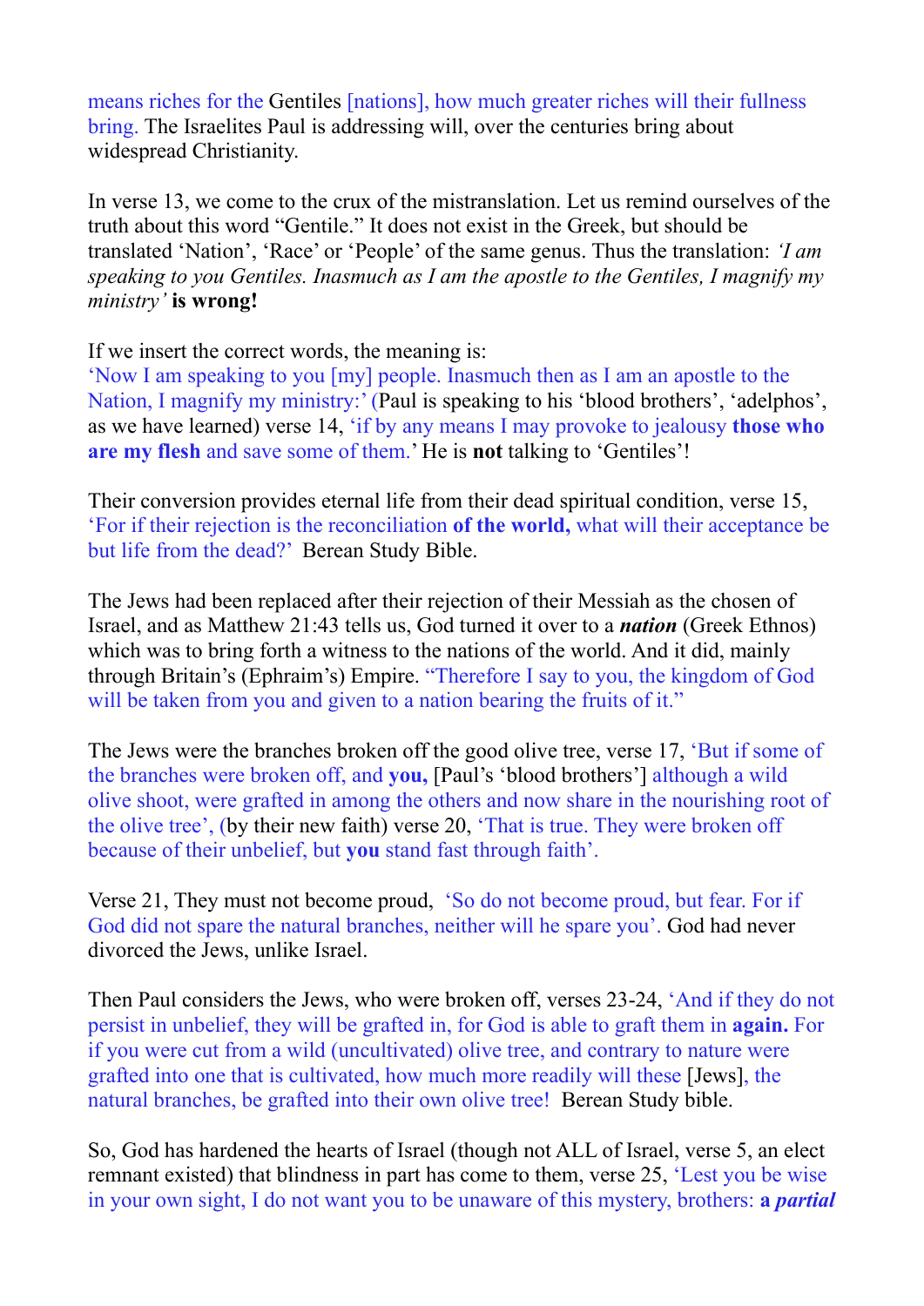means riches for the Gentiles [nations], how much greater riches will their fullness bring. The Israelites Paul is addressing will, over the centuries bring about widespread Christianity.

In verse 13, we come to the crux of the mistranslation. Let us remind ourselves of the truth about this word "Gentile." It does not exist in the Greek, but should be translated 'Nation', 'Race' or 'People' of the same genus. Thus the translation: *'I am speaking to you Gentiles. Inasmuch as I am the apostle to the Gentiles, I magnify my ministry'* **is wrong!**

If we insert the correct words, the meaning is:
'Now I am speaking to you [my] people. Inasmuch then as I am an apostle to the Nation, I magnify my ministry:' (Paul is speaking to his 'blood brothers', 'adelphos', as we have learned) verse 14, 'if by any means I may provoke to jealousy **those who are my flesh** and save some of them.' He is **not** talking to 'Gentiles'!

Their conversion provides eternal life from their dead spiritual condition, verse 15, 'For if their rejection is the reconciliation **of the world,** what will their acceptance be but life from the dead?' Berean Study Bible.

The Jews had been replaced after their rejection of their Messiah as the chosen of Israel, and as Matthew 21:43 tells us, God turned it over to a ***nation*** (Greek Ethnos) which was to bring forth a witness to the nations of the world. And it did, mainly through Britain's (Ephraim's) Empire. "Therefore I say to you, the kingdom of God will be taken from you and given to a nation bearing the fruits of it."

The Jews were the branches broken off the good olive tree, verse 17, 'But if some of the branches were broken off, and **you,** [Paul's 'blood brothers'] although a wild olive shoot, were grafted in among the others and now share in the nourishing root of the olive tree', (by their new faith) verse 20, 'That is true. They were broken off because of their unbelief, but **you** stand fast through faith'.

Verse 21, They must not become proud, 'So do not become proud, but fear. For if God did not spare the natural branches, neither will he spare you'. God had never divorced the Jews, unlike Israel.

Then Paul considers the Jews, who were broken off, verses 23-24, 'And if they do not persist in unbelief, they will be grafted in, for God is able to graft them in **again.** For if you were cut from a wild (uncultivated) olive tree, and contrary to nature were grafted into one that is cultivated, how much more readily will these [Jews], the natural branches, be grafted into their own olive tree! Berean Study bible.

So, God has hardened the hearts of Israel (though not ALL of Israel, verse 5, an elect remnant existed) that blindness in part has come to them, verse 25, 'Lest you be wise in your own sight, I do not want you to be unaware of this mystery, brothers: **a *partial***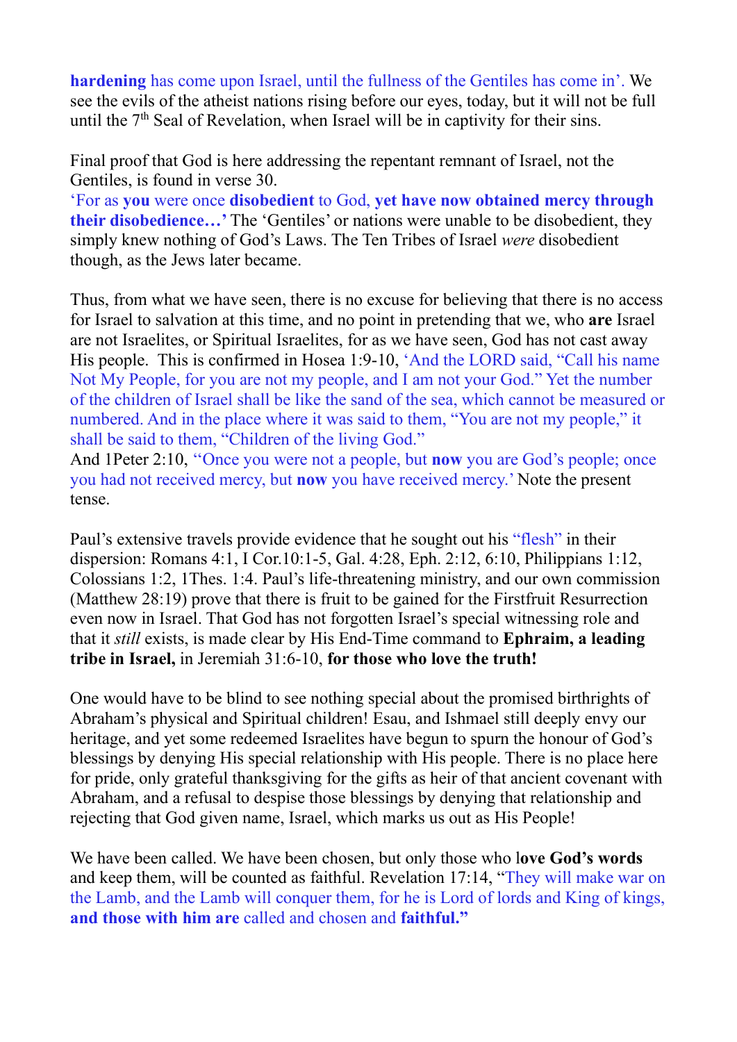**hardening** has come upon Israel, until the fullness of the Gentiles has come in'. We see the evils of the atheist nations rising before our eyes, today, but it will not be full until the 7th Seal of Revelation, when Israel will be in captivity for their sins.

Final proof that God is here addressing the repentant remnant of Israel, not the Gentiles, is found in verse 30.
'For as **you** were once **disobedient** to God, **yet have now obtained mercy through their disobedience…'** The 'Gentiles' or nations were unable to be disobedient, they simply knew nothing of God's Laws. The Ten Tribes of Israel *were* disobedient though, as the Jews later became.

Thus, from what we have seen, there is no excuse for believing that there is no access for Israel to salvation at this time, and no point in pretending that we, who **are** Israel are not Israelites, or Spiritual Israelites, for as we have seen, God has not cast away His people. This is confirmed in Hosea 1:9-10, 'And the LORD said, "Call his name Not My People, for you are not my people, and I am not your God." Yet the number of the children of Israel shall be like the sand of the sea, which cannot be measured or numbered. And in the place where it was said to them, "You are not my people," it shall be said to them, "Children of the living God."
And 1Peter 2:10, "Once you were not a people, but **now** you are God's people; once you had not received mercy, but **now** you have received mercy.' Note the present tense.

Paul's extensive travels provide evidence that he sought out his "flesh" in their dispersion: Romans 4:1, I Cor.10:1-5, Gal. 4:28, Eph. 2:12, 6:10, Philippians 1:12, Colossians 1:2, 1Thes. 1:4. Paul's life-threatening ministry, and our own commission (Matthew 28:19) prove that there is fruit to be gained for the Firstfruit Resurrection even now in Israel. That God has not forgotten Israel's special witnessing role and that it *still* exists, is made clear by His End-Time command to **Ephraim, a leading tribe in Israel,** in Jeremiah 31:6-10, **for those who love the truth!**

One would have to be blind to see nothing special about the promised birthrights of Abraham's physical and Spiritual children! Esau, and Ishmael still deeply envy our heritage, and yet some redeemed Israelites have begun to spurn the honour of God's blessings by denying His special relationship with His people. There is no place here for pride, only grateful thanksgiving for the gifts as heir of that ancient covenant with Abraham, and a refusal to despise those blessings by denying that relationship and rejecting that God given name, Israel, which marks us out as His People!

We have been called. We have been chosen, but only those who l**ove God's words** and keep them, will be counted as faithful. Revelation 17:14, "They will make war on the Lamb, and the Lamb will conquer them, for he is Lord of lords and King of kings, **and those with him are** called and chosen and **faithful."**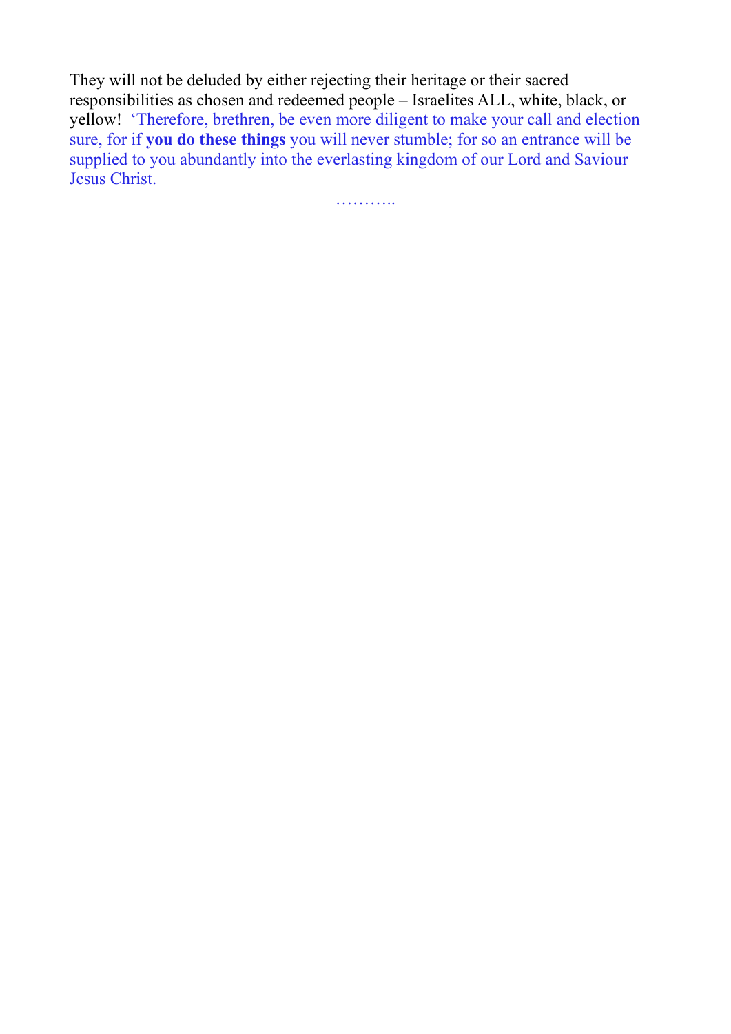They will not be deluded by either rejecting their heritage or their sacred responsibilities as chosen and redeemed people – Israelites ALL, white, black, or yellow! ‘Therefore, brethren, be even more diligent to make your call and election sure, for if **you do these things** you will never stumble; for so an entrance will be supplied to you abundantly into the everlasting kingdom of our Lord and Saviour Jesus Christ.

………..